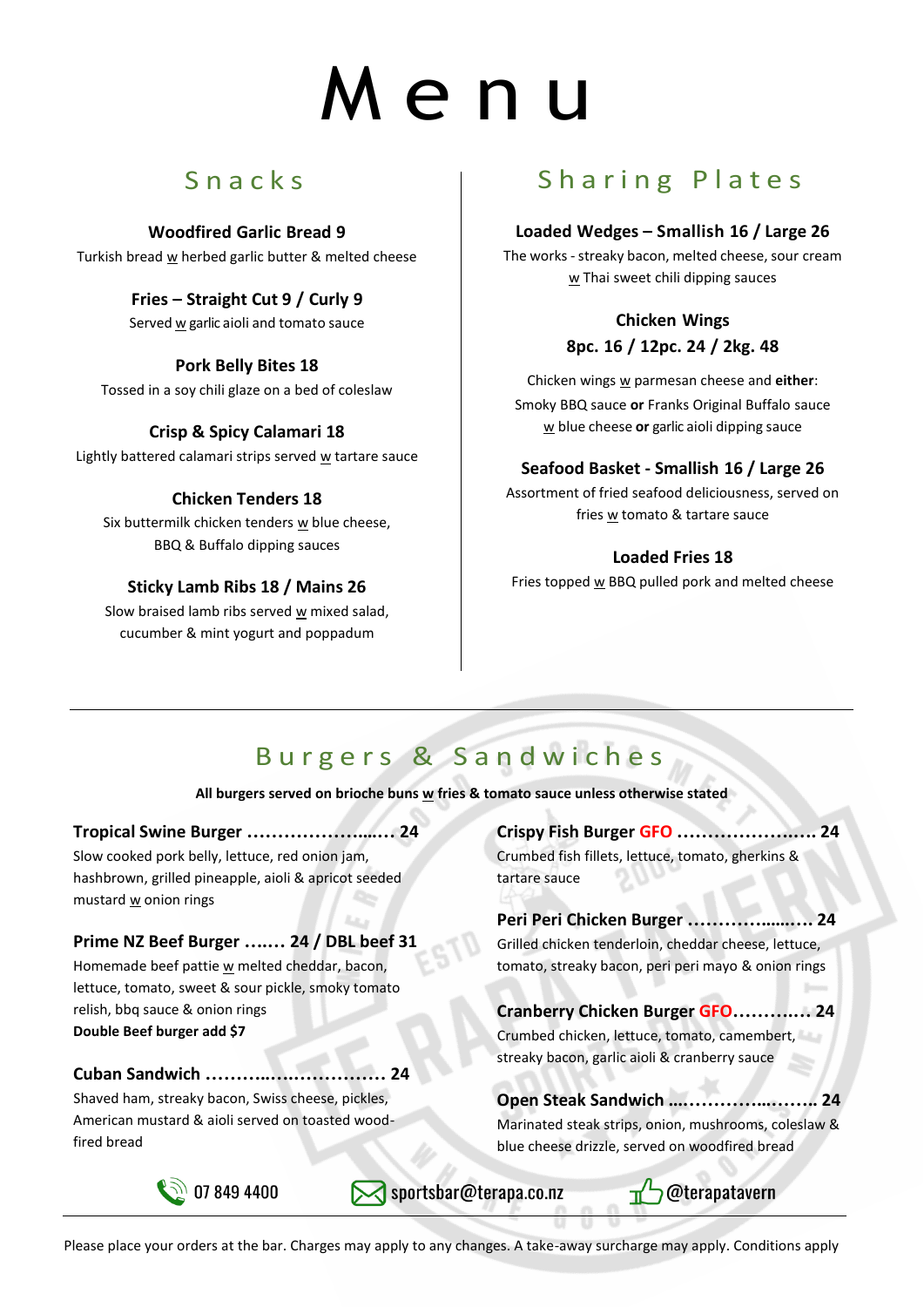# Menu

## Snacks

**Woodfired Garlic Bread 9**
Turkish bread w herbed garlic butter & melted cheese

**Fries – Straight Cut 9 / Curly 9**
Served w garlic aioli and tomato sauce

**Pork Belly Bites 18**
Tossed in a soy chili glaze on a bed of coleslaw

**Crisp & Spicy Calamari 18**
Lightly battered calamari strips served w tartare sauce

**Chicken Tenders 18**
Six buttermilk chicken tenders w blue cheese, BBQ & Buffalo dipping sauces

**Sticky Lamb Ribs 18 / Mains 26**
Slow braised lamb ribs served w mixed salad, cucumber & mint yogurt and poppadum

## Sharing Plates

**Loaded Wedges – Smallish 16 / Large 26**
The works - streaky bacon, melted cheese, sour cream w Thai sweet chili dipping sauces

**Chicken Wings**
**8pc. 16 / 12pc. 24 / 2kg. 48**

Chicken wings w parmesan cheese and **either**: Smoky BBQ sauce **or** Franks Original Buffalo sauce w blue cheese **or** garlic aioli dipping sauce

**Seafood Basket - Smallish 16 / Large 26**
Assortment of fried seafood deliciousness, served on fries w tomato & tartare sauce

**Loaded Fries 18**
Fries topped w BBQ pulled pork and melted cheese

## Burgers & Sandwiches

**All burgers served on brioche buns w fries & tomato sauce unless otherwise stated**

**Tropical Swine Burger ………………….…. 24**
Slow cooked pork belly, lettuce, red onion jam, hashbrown, grilled pineapple, aioli & apricot seeded mustard w onion rings

**Prime NZ Beef Burger ….… 24 / DBL beef 31**
Homemade beef pattie w melted cheddar, bacon, lettuce, tomato, sweet & sour pickle, smoky tomato relish, bbq sauce & onion rings
**Double Beef burger add $7**

**Cuban Sandwich ………..…..……………. 24**
Shaved ham, streaky bacon, Swiss cheese, pickles, American mustard & aioli served on toasted wood-fired bread

**Crispy Fish Burger GFO ……………….…. 24**
Crumbed fish fillets, lettuce, tomato, gherkins & tartare sauce

**Peri Peri Chicken Burger …………....….. 24**
Grilled chicken tenderloin, cheddar cheese, lettuce, tomato, streaky bacon, peri peri mayo & onion rings

**Cranberry Chicken Burger GFO………..… 24**
Crumbed chicken, lettuce, tomato, camembert, streaky bacon, garlic aioli & cranberry sauce

**Open Steak Sandwich ….……….…..…….. 24**
Marinated steak strips, onion, mushrooms, coleslaw & blue cheese drizzle, served on woodfired bread

07 849 4400 sportsbar@terapa.co.nz @terapatavern

Please place your orders at the bar. Charges may apply to any changes. A take-away surcharge may apply. Conditions apply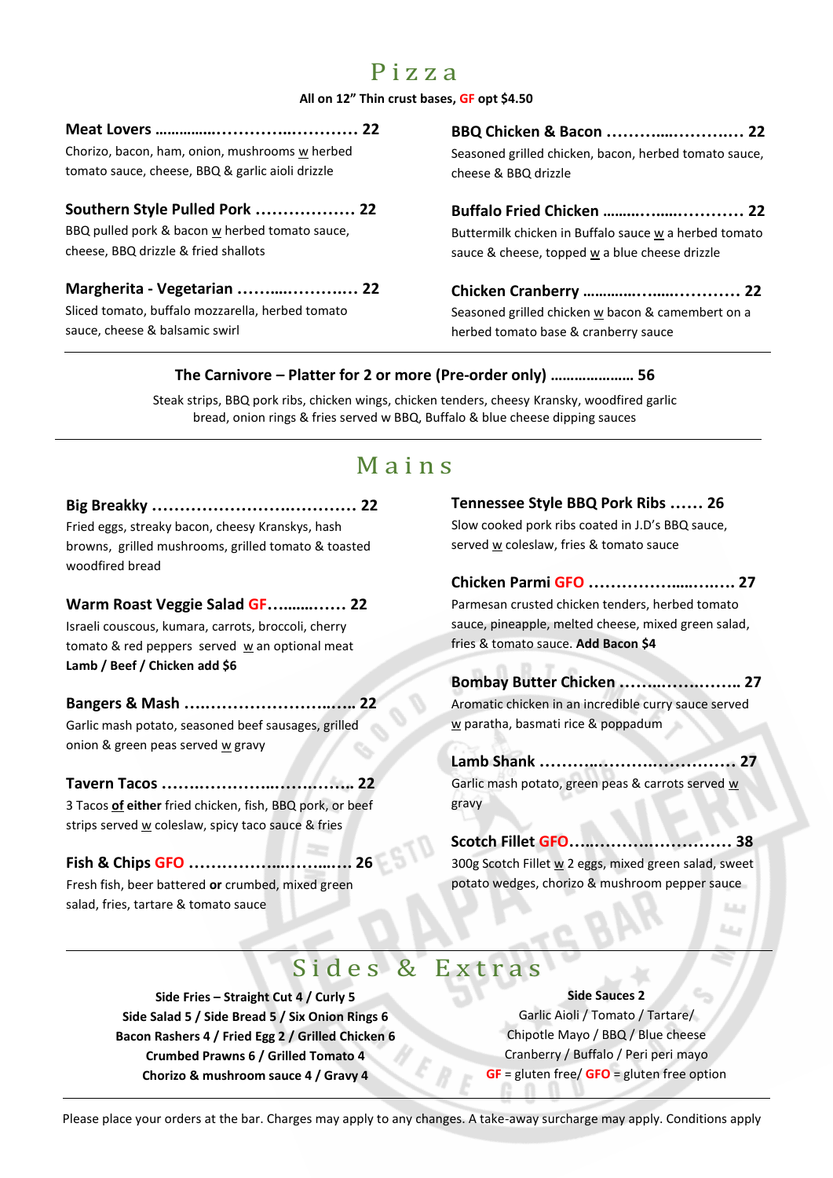## Pizza

**All on 12" Thin crust bases, GF opt $4.50**

**Meat Lovers …………………………………… 22**
Chorizo, bacon, ham, onion, mushrooms w herbed tomato sauce, cheese, BBQ & garlic aioli drizzle

**Southern Style Pulled Pork ……………… 22**
BBQ pulled pork & bacon w herbed tomato sauce, cheese, BBQ drizzle & fried shallots

**Margherita - Vegetarian ……………………. 22**
Sliced tomato, buffalo mozzarella, herbed tomato sauce, cheese & balsamic swirl

**BBQ Chicken & Bacon ……………………… 22**
Seasoned grilled chicken, bacon, herbed tomato sauce, cheese & BBQ drizzle

**Buffalo Fried Chicken ……………………… 22**
Buttermilk chicken in Buffalo sauce w a herbed tomato sauce & cheese, topped w a blue cheese drizzle

**Chicken Cranberry ………………………… 22**
Seasoned grilled chicken w bacon & camembert on a herbed tomato base & cranberry sauce

**The Carnivore – Platter for 2 or more (Pre-order only) ………………… 56**
Steak strips, BBQ pork ribs, chicken wings, chicken tenders, cheesy Kransky, woodfired garlic bread, onion rings & fries served w BBQ, Buffalo & blue cheese dipping sauces

## Mains

**Big Breakky ……………………………………… 22**
Fried eggs, streaky bacon, cheesy Kranskys, hash browns, grilled mushrooms, grilled tomato & toasted woodfired bread

**Warm Roast Veggie Salad GF……………… 22**
Israeli couscous, kumara, carrots, broccoli, cherry tomato & red peppers served w an optional meat
**Lamb / Beef / Chicken add $6**

**Bangers & Mash ……………………………… 22**
Garlic mash potato, seasoned beef sausages, grilled onion & green peas served w gravy

**Tavern Tacos ………………………………… 22**
3 Tacos **of either** fried chicken, fish, BBQ pork, or beef strips served w coleslaw, spicy taco sauce & fries

**Fish & Chips GFO ……………………………… 26**
Fresh fish, beer battered **or** crumbed, mixed green salad, fries, tartare & tomato sauce

**Tennessee Style BBQ Pork Ribs …… 26**
Slow cooked pork ribs coated in J.D's BBQ sauce, served w coleslaw, fries & tomato sauce

**Chicken Parmi GFO …………………………. 27**
Parmesan crusted chicken tenders, herbed tomato sauce, pineapple, melted cheese, mixed green salad, fries & tomato sauce. **Add Bacon $4**

**Bombay Butter Chicken ……………………. 27**
Aromatic chicken in an incredible curry sauce served w paratha, basmati rice & poppadum

**Lamb Shank ………………………………… 27**
Garlic mash potato, green peas & carrots served w gravy

**Scotch Fillet GFO…………………………… 38**
300g Scotch Fillet w 2 eggs, mixed green salad, sweet potato wedges, chorizo & mushroom pepper sauce

## Sides & Extras

**Side Fries – Straight Cut 4 / Curly 5**
**Side Salad 5 / Side Bread 5 / Six Onion Rings 6**
**Bacon Rashers 4 / Fried Egg 2 / Grilled Chicken 6**
**Crumbed Prawns 6 / Grilled Tomato 4**
**Chorizo & mushroom sauce 4 / Gravy 4**

**Side Sauces 2**
Garlic Aioli / Tomato / Tartare/
Chipotle Mayo / BBQ / Blue cheese
Cranberry / Buffalo / Peri peri mayo

GF = gluten free/ GFO = gluten free option

Please place your orders at the bar. Charges may apply to any changes. A take-away surcharge may apply. Conditions apply